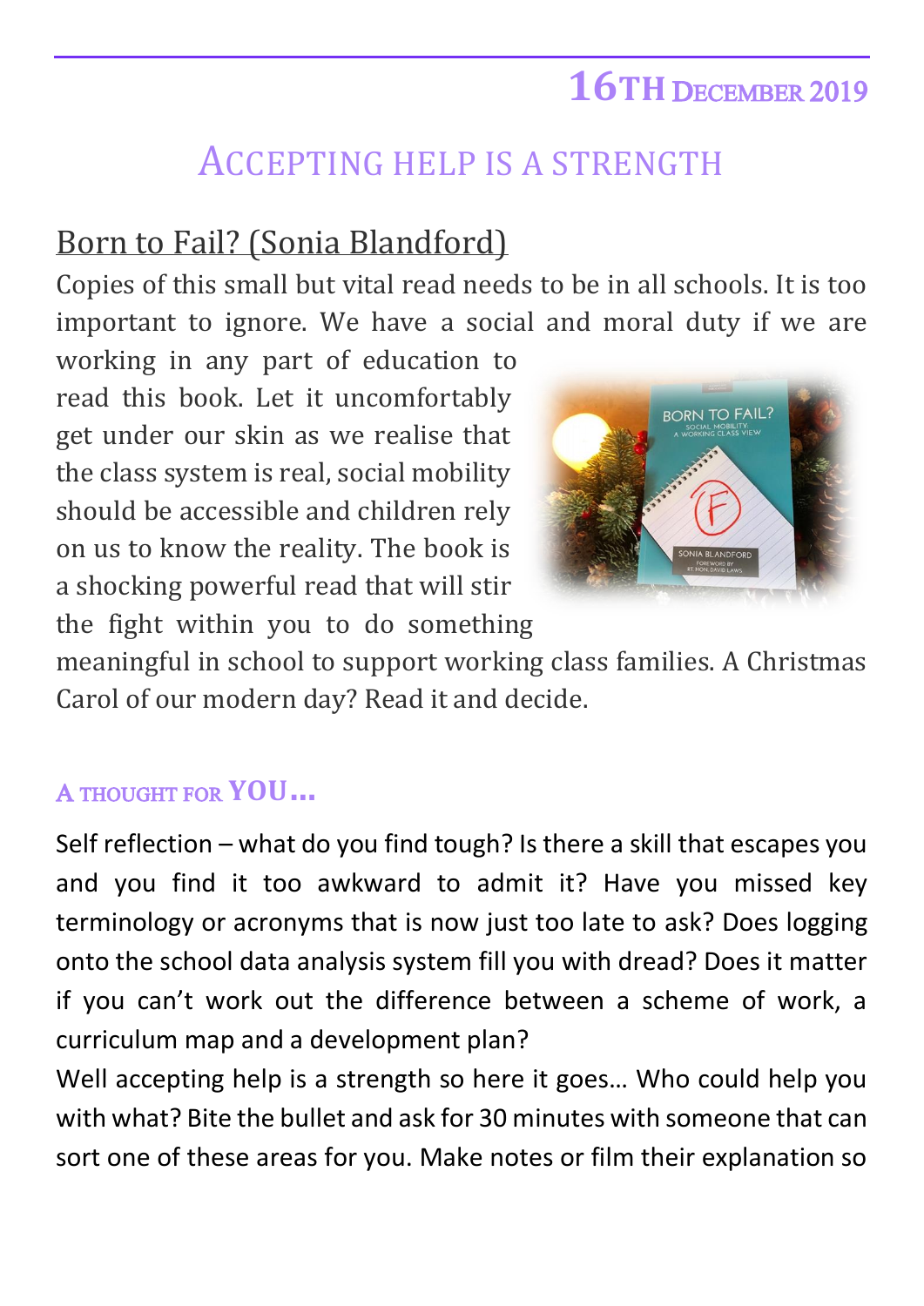# 16TH DECEMBER 2019

## ACCEPTING HELP IS A STRENGTH

### Born to Fail? (Sonia Blandford)

Copies of this small but vital read needs to be in all schools. It is too important to ignore. We have a social and moral duty if we are working in any part of education to read this book. Let it uncomfortably get under our skin as we realise that the class system is real, social mobility should be accessible and children rely on us to know the reality. The book is a shocking powerful read that will stir the fight within you to do something meaningful in school to support working class families. A Christmas Carol of our modern day? Read it and decide.

### A THOUGHT FOR YOU…

Self reflection – what do you find tough? Is there a skill that escapes you and you find it too awkward to admit it? Have you missed key terminology or acronyms that is now just too late to ask? Does logging onto the school data analysis system fill you with dread? Does it matter if you can't work out the difference between a scheme of work, a curriculum map and a development plan?

Well accepting help is a strength so here it goes… Who could help you with what? Bite the bullet and ask for 30 minutes with someone that can sort one of these areas for you. Make notes or film their explanation so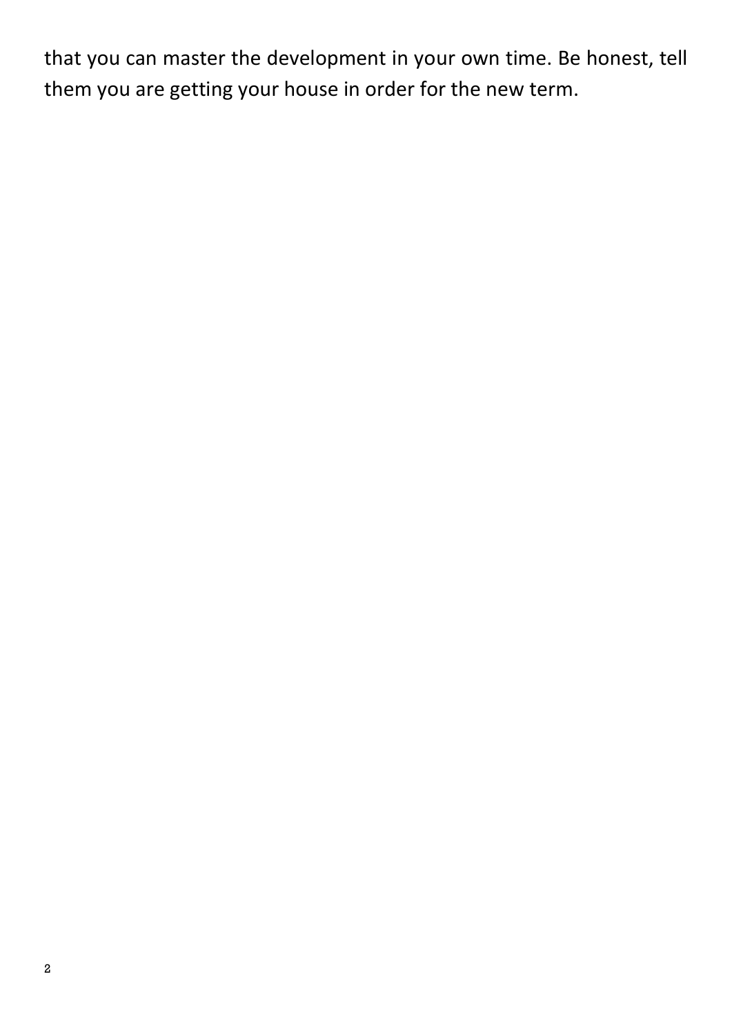that you can master the development in your own time. Be honest, tell them you are getting your house in order for the new term.